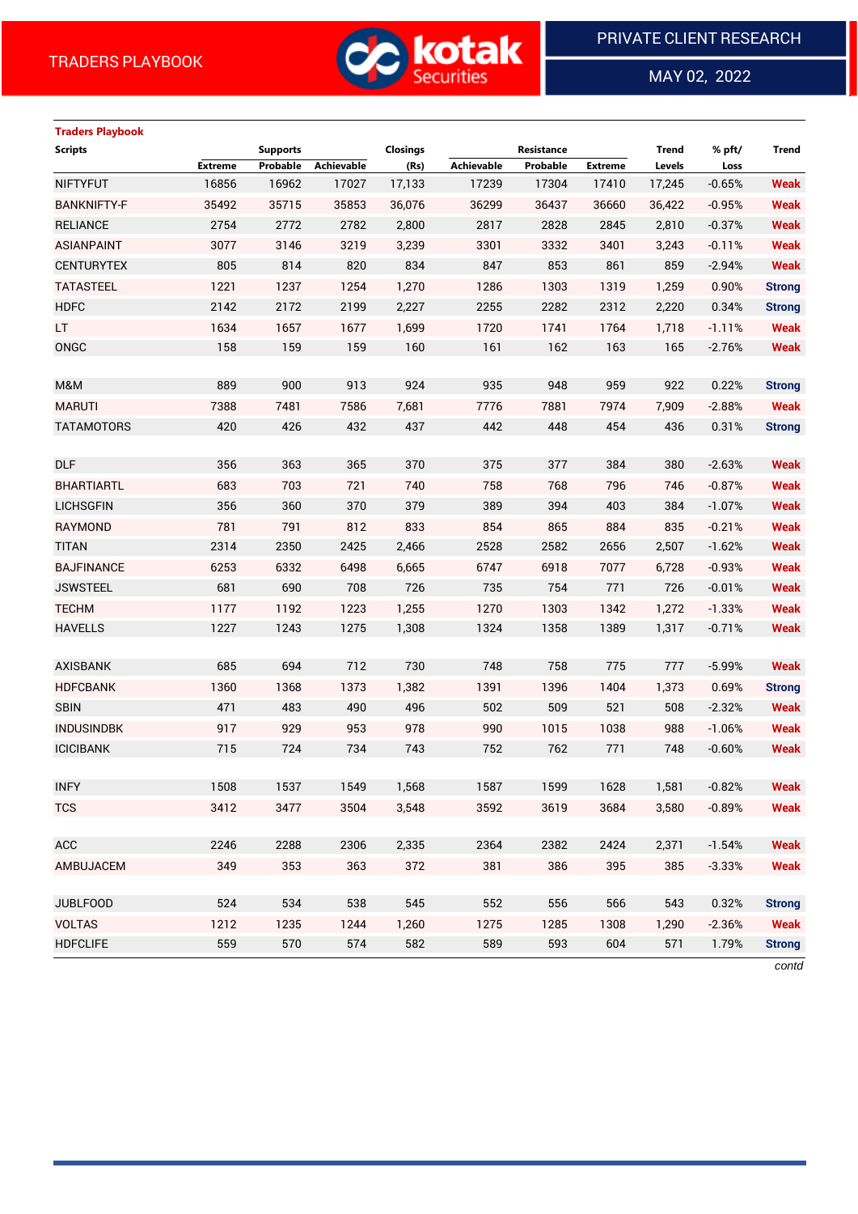TRADERS PLAYBOOK

PRIVATE CLIENT RESEARCH

MAY 02, 2022

## Traders Playbook

| Scripts | Supports | | | Closings | Resistance | | | Trend | % pft/ | Trend |
|---|---|---|---|---|---|---|---|---|---|---|
| | Extreme | Probable | Achievable | (Rs) | Achievable | Probable | Extreme | Levels | Loss | |
| NIFTYFUT | 16856 | 16962 | 17027 | 17,133 | 17239 | 17304 | 17410 | 17,245 | -0.65% | Weak |
| BANKNIFTY-F | 35492 | 35715 | 35853 | 36,076 | 36299 | 36437 | 36660 | 36,422 | -0.95% | Weak |
| RELIANCE | 2754 | 2772 | 2782 | 2,800 | 2817 | 2828 | 2845 | 2,810 | -0.37% | Weak |
| ASIANPAINT | 3077 | 3146 | 3219 | 3,239 | 3301 | 3332 | 3401 | 3,243 | -0.11% | Weak |
| CENTURYTEX | 805 | 814 | 820 | 834 | 847 | 853 | 861 | 859 | -2.94% | Weak |
| TATASTEEL | 1221 | 1237 | 1254 | 1,270 | 1286 | 1303 | 1319 | 1,259 | 0.90% | Strong |
| HDFC | 2142 | 2172 | 2199 | 2,227 | 2255 | 2282 | 2312 | 2,220 | 0.34% | Strong |
| LT | 1634 | 1657 | 1677 | 1,699 | 1720 | 1741 | 1764 | 1,718 | -1.11% | Weak |
| ONGC | 158 | 159 | 159 | 160 | 161 | 162 | 163 | 165 | -2.76% | Weak |
| | | | | | | | | | | |
| M&M | 889 | 900 | 913 | 924 | 935 | 948 | 959 | 922 | 0.22% | Strong |
| MARUTI | 7388 | 7481 | 7586 | 7,681 | 7776 | 7881 | 7974 | 7,909 | -2.88% | Weak |
| TATAMOTORS | 420 | 426 | 432 | 437 | 442 | 448 | 454 | 436 | 0.31% | Strong |
| | | | | | | | | | | |
| DLF | 356 | 363 | 365 | 370 | 375 | 377 | 384 | 380 | -2.63% | Weak |
| BHARTIARTL | 683 | 703 | 721 | 740 | 758 | 768 | 796 | 746 | -0.87% | Weak |
| LICHSGFIN | 356 | 360 | 370 | 379 | 389 | 394 | 403 | 384 | -1.07% | Weak |
| RAYMOND | 781 | 791 | 812 | 833 | 854 | 865 | 884 | 835 | -0.21% | Weak |
| TITAN | 2314 | 2350 | 2425 | 2,466 | 2528 | 2582 | 2656 | 2,507 | -1.62% | Weak |
| BAJFINANCE | 6253 | 6332 | 6498 | 6,665 | 6747 | 6918 | 7077 | 6,728 | -0.93% | Weak |
| JSWSTEEL | 681 | 690 | 708 | 726 | 735 | 754 | 771 | 726 | -0.01% | Weak |
| TECHM | 1177 | 1192 | 1223 | 1,255 | 1270 | 1303 | 1342 | 1,272 | -1.33% | Weak |
| HAVELLS | 1227 | 1243 | 1275 | 1,308 | 1324 | 1358 | 1389 | 1,317 | -0.71% | Weak |
| | | | | | | | | | | |
| AXISBANK | 685 | 694 | 712 | 730 | 748 | 758 | 775 | 777 | -5.99% | Weak |
| HDFCBANK | 1360 | 1368 | 1373 | 1,382 | 1391 | 1396 | 1404 | 1,373 | 0.69% | Strong |
| SBIN | 471 | 483 | 490 | 496 | 502 | 509 | 521 | 508 | -2.32% | Weak |
| INDUSINDBK | 917 | 929 | 953 | 978 | 990 | 1015 | 1038 | 988 | -1.06% | Weak |
| ICICIBANK | 715 | 724 | 734 | 743 | 752 | 762 | 771 | 748 | -0.60% | Weak |
| | | | | | | | | | | |
| INFY | 1508 | 1537 | 1549 | 1,568 | 1587 | 1599 | 1628 | 1,581 | -0.82% | Weak |
| TCS | 3412 | 3477 | 3504 | 3,548 | 3592 | 3619 | 3684 | 3,580 | -0.89% | Weak |
| | | | | | | | | | | |
| ACC | 2246 | 2288 | 2306 | 2,335 | 2364 | 2382 | 2424 | 2,371 | -1.54% | Weak |
| AMBUJACEM | 349 | 353 | 363 | 372 | 381 | 386 | 395 | 385 | -3.33% | Weak |
| | | | | | | | | | | |
| JUBLFOOD | 524 | 534 | 538 | 545 | 552 | 556 | 566 | 543 | 0.32% | Strong |
| VOLTAS | 1212 | 1235 | 1244 | 1,260 | 1275 | 1285 | 1308 | 1,290 | -2.36% | Weak |
| HDFCLIFE | 559 | 570 | 574 | 582 | 589 | 593 | 604 | 571 | 1.79% | Strong |

*contd*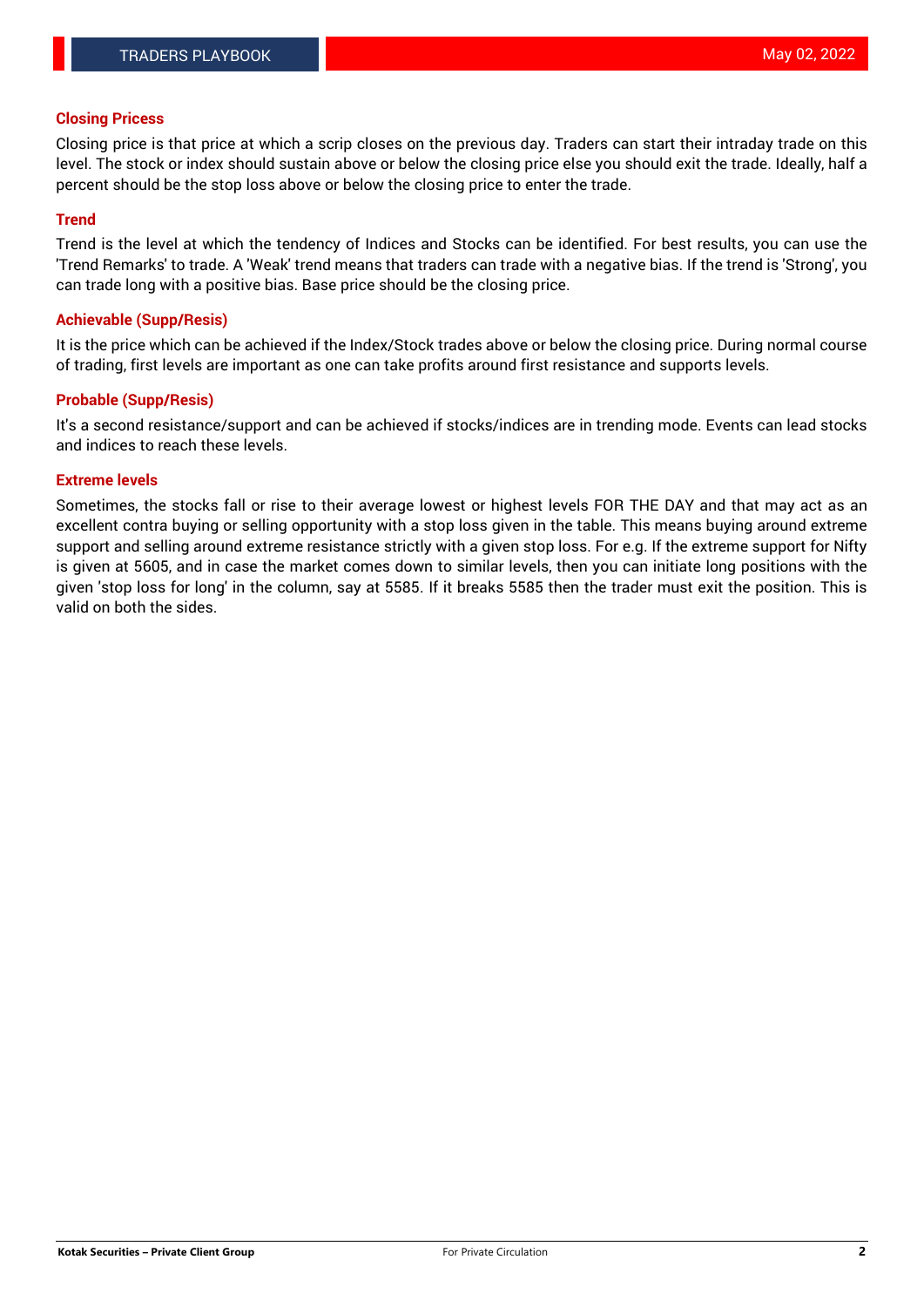### Closing Pricess

Closing price is that price at which a scrip closes on the previous day. Traders can start their intraday trade on this level. The stock or index should sustain above or below the closing price else you should exit the trade. Ideally, half a percent should be the stop loss above or below the closing price to enter the trade.

### Trend

Trend is the level at which the tendency of Indices and Stocks can be identified. For best results, you can use the 'Trend Remarks' to trade. A 'Weak' trend means that traders can trade with a negative bias. If the trend is 'Strong', you can trade long with a positive bias. Base price should be the closing price.

### Achievable (Supp/Resis)

It is the price which can be achieved if the Index/Stock trades above or below the closing price. During normal course of trading, first levels are important as one can take profits around first resistance and supports levels.

### Probable (Supp/Resis)

It's a second resistance/support and can be achieved if stocks/indices are in trending mode. Events can lead stocks and indices to reach these levels.

### Extreme levels

Sometimes, the stocks fall or rise to their average lowest or highest levels FOR THE DAY and that may act as an excellent contra buying or selling opportunity with a stop loss given in the table. This means buying around extreme support and selling around extreme resistance strictly with a given stop loss. For e.g. If the extreme support for Nifty is given at 5605, and in case the market comes down to similar levels, then you can initiate long positions with the given 'stop loss for long' in the column, say at 5585. If it breaks 5585 then the trader must exit the position. This is valid on both the sides.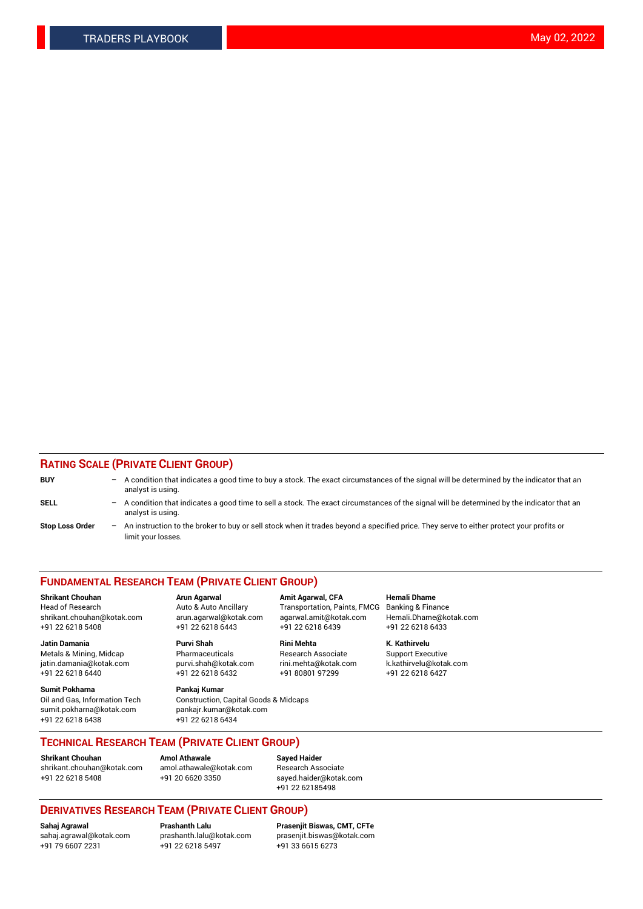## RATING SCALE (PRIVATE CLIENT GROUP)

**BUY** – A condition that indicates a good time to buy a stock. The exact circumstances of the signal will be determined by the indicator that an analyst is using.

**SELL** – A condition that indicates a good time to sell a stock. The exact circumstances of the signal will be determined by the indicator that an analyst is using.

**Stop Loss Order** – An instruction to the broker to buy or sell stock when it trades beyond a specified price. They serve to either protect your profits or limit your losses.

## FUNDAMENTAL RESEARCH TEAM (PRIVATE CLIENT GROUP)

**Shrikant Chouhan**
Head of Research
shrikant.chouhan@kotak.com
+91 22 6218 5408

**Arun Agarwal**
Auto & Auto Ancillary
arun.agarwal@kotak.com
+91 22 6218 6443

**Amit Agarwal, CFA**
Transportation, Paints, FMCG
agarwal.amit@kotak.com
+91 22 6218 6439

**Hemali Dhame**
Banking & Finance
Hemali.Dhame@kotak.com
+91 22 6218 6433

**Jatin Damania**
Metals & Mining, Midcap
jatin.damania@kotak.com
+91 22 6218 6440

**Purvi Shah**
Pharmaceuticals
purvi.shah@kotak.com
+91 22 6218 6432

**Rini Mehta**
Research Associate
rini.mehta@kotak.com
+91 80801 97299

**K. Kathirvelu**
Support Executive
k.kathirvelu@kotak.com
+91 22 6218 6427

**Sumit Pokharna**
Oil and Gas, Information Tech
sumit.pokharna@kotak.com
+91 22 6218 6438

**Pankaj Kumar**
Construction, Capital Goods & Midcaps
pankajr.kumar@kotak.com
+91 22 6218 6434

## TECHNICAL RESEARCH TEAM (PRIVATE CLIENT GROUP)

**Shrikant Chouhan**
shrikant.chouhan@kotak.com
+91 22 6218 5408

**Amol Athawale**
amol.athawale@kotak.com
+91 20 6620 3350

**Sayed Haider**
Research Associate
sayed.haider@kotak.com
+91 22 62185498

## DERIVATIVES RESEARCH TEAM (PRIVATE CLIENT GROUP)

**Sahaj Agrawal**
sahaj.agrawal@kotak.com
+91 79 6607 2231

**Prashanth Lalu**
prashanth.lalu@kotak.com
+91 22 6218 5497

**Prasenjit Biswas, CMT, CFTe**
prasenjit.biswas@kotak.com
+91 33 6615 6273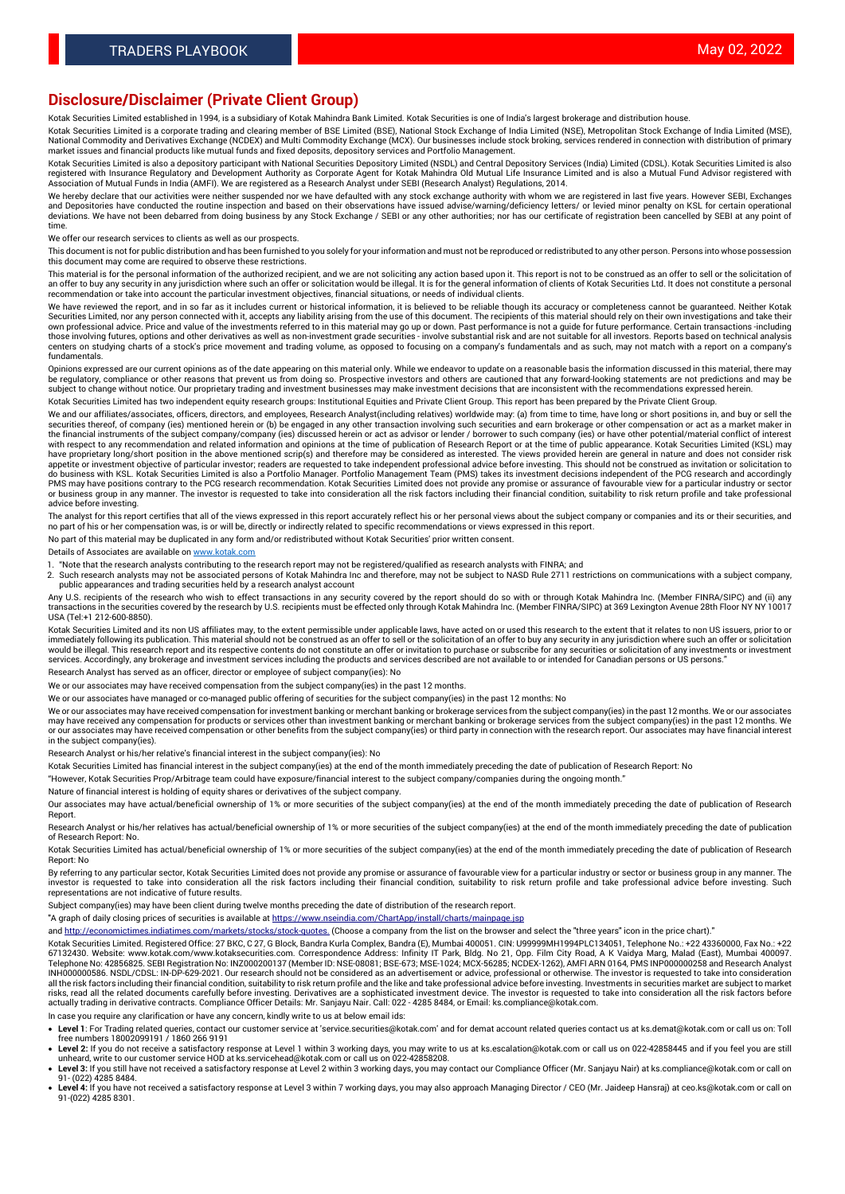## Disclosure/Disclaimer (Private Client Group)

Kotak Securities Limited established in 1994, is a subsidiary of Kotak Mahindra Bank Limited. Kotak Securities is one of India's largest brokerage and distribution house.

Kotak Securities Limited is a corporate trading and clearing member of BSE Limited (BSE), National Stock Exchange of India Limited (NSE), Metropolitan Stock Exchange of India Limited (MSE), National Commodity and Derivatives Exchange (NCDEX) and Multi Commodity Exchange (MCX). Our businesses include stock broking, services rendered in connection with distribution of primary market issues and financial products like mutual funds and fixed deposits, depository services and Portfolio Management.

Kotak Securities Limited is also a depository participant with National Securities Depository Limited (NSDL) and Central Depository Services (India) Limited (CDSL). Kotak Securities Limited is also registered with Insurance Regulatory and Development Authority as Corporate Agent for Kotak Mahindra Old Mutual Life Insurance Limited and is also a Mutual Fund Advisor registered with Association of Mutual Funds in India (AMFI). We are registered as a Research Analyst under SEBI (Research Analyst) Regulations, 2014.

We hereby declare that our activities were neither suspended nor we have defaulted with any stock exchange authority with whom we are registered in last five years. However SEBI, Exchanges and Depositories have conducted the routine inspection and based on their observations have issued advise/warning/deficiency letters/ or levied minor penalty on KSL for certain operational deviations. We have not been debarred from doing business by any Stock Exchange / SEBI or any other authorities; nor has our certificate of registration been cancelled by SEBI at any point of time.

We offer our research services to clients as well as our prospects.

This document is not for public distribution and has been furnished to you solely for your information and must not be reproduced or redistributed to any other person. Persons into whose possession this document may come are required to observe these restrictions.

This material is for the personal information of the authorized recipient, and we are not soliciting any action based upon it. This report is not to be construed as an offer to sell or the solicitation of an offer to buy any security in any jurisdiction where such an offer or solicitation would be illegal. It is for the general information of clients of Kotak Securities Ltd. It does not constitute a personal recommendation or take into account the particular investment objectives, financial situations, or needs of individual clients.

We have reviewed the report, and in so far as it includes current or historical information, it is believed to be reliable though its accuracy or completeness cannot be guaranteed. Neither Kotak Securities Limited, nor any person connected with it, accepts any liability arising from the use of this document. The recipients of this material should rely on their own investigations and take their own professional advice. Price and value of the investments referred to in this material may go up or down. Past performance is not a guide for future performance. Certain transactions -including those involving futures, options and other derivatives as well as non-investment grade securities - involve substantial risk and are not suitable for all investors. Reports based on technical analysis centers on studying charts of a stock's price movement and trading volume, as opposed to focusing on a company's fundamentals and as such, may not match with a report on a company's fundamentals.

Opinions expressed are our current opinions as of the date appearing on this material only. While we endeavor to update on a reasonable basis the information discussed in this material, there may be regulatory, compliance or other reasons that prevent us from doing so. Prospective investors and others are cautioned that any forward-looking statements are not predictions and may be subject to change without notice. Our proprietary trading and investment businesses may make investment decisions that are inconsistent with the recommendations expressed herein.

Kotak Securities Limited has two independent equity research groups: Institutional Equities and Private Client Group. This report has been prepared by the Private Client Group.

We and our affiliates/associates, officers, directors, and employees, Research Analyst(including relatives) worldwide may: (a) from time to time, have long or short positions in, and buy or sell the securities thereof, of company (ies) mentioned herein or (b) be engaged in any other transaction involving such securities and earn brokerage or other compensation or act as a market maker in the financial instruments of the subject company/company (ies) discussed herein or act as advisor or lender / borrower to such company (ies) or have other potential/material conflict of interest with respect to any recommendation and related information and opinions at the time of publication of Research Report or at the time of public appearance. Kotak Securities Limited (KSL) may have proprietary long/short position in the above mentioned scrip(s) and therefore may be considered as interested. The views provided herein are general in nature and does not consider risk appetite or investment objective of particular investor; readers are requested to take independent professional advice before investing. This should not be construed as invitation or solicitation to do business with KSL. Kotak Securities Limited is also a Portfolio Manager. Portfolio Management Team (PMS) takes its investment decisions independent of the PCG research and accordingly PMS may have positions contrary to the PCG research recommendation. Kotak Securities Limited does not provide any promise or assurance of favourable view for a particular industry or sector or business group in any manner. The investor is requested to take into consideration all the risk factors including their financial condition, suitability to risk return profile and take professional advice before investing.

The analyst for this report certifies that all of the views expressed in this report accurately reflect his or her personal views about the subject company or companies and its or their securities, and no part of his or her compensation was, is or will be, directly or indirectly related to specific recommendations or views expressed in this report.

No part of this material may be duplicated in any form and/or redistributed without Kotak Securities' prior written consent.

Details of Associates are available on www.kotak.com

1. "Note that the research analysts contributing to the research report may not be registered/qualified as research analysts with FINRA; and
2. Such research analysts may not be associated persons of Kotak Mahindra Inc and therefore, may not be subject to NASD Rule 2711 restrictions on communications with a subject company, public appearances and trading securities held by a research analyst account

Any U.S. recipients of the research who wish to effect transactions in any security covered by the report should do so with or through Kotak Mahindra Inc. (Member FINRA/SIPC) and (ii) any transactions in the securities covered by the research by U.S. recipients must be effected only through Kotak Mahindra Inc. (Member FINRA/SIPC) at 369 Lexington Avenue 28th Floor NY NY 10017 USA (Tel:+1 212-600-8850).

Kotak Securities Limited and its non US affiliates may, to the extent permissible under applicable laws, have acted on or used this research to the extent that it relates to non US issuers, prior to or immediately following its publication. This material should not be construed as an offer to sell or the solicitation of an offer to buy any security in any jurisdiction where such an offer or solicitation would be illegal. This research report and its respective contents do not constitute an offer or invitation to purchase or subscribe for any securities or solicitation of any investments or investment services. Accordingly, any brokerage and investment services including the products and services described are not available to or intended for Canadian persons or US persons."

Research Analyst has served as an officer, director or employee of subject company(ies): No

We or our associates may have received compensation from the subject company(ies) in the past 12 months.

We or our associates have managed or co-managed public offering of securities for the subject company(ies) in the past 12 months: No

We or our associates may have received compensation for investment banking or merchant banking or brokerage services from the subject company(ies) in the past 12 months. We or our associates may have received any compensation for products or services other than investment banking or merchant banking or brokerage services from the subject company(ies) in the past 12 months. We or our associates may have received compensation or other benefits from the subject company(ies) or third party in connection with the research report. Our associates may have financial interest in the subject company(ies).

Research Analyst or his/her relative's financial interest in the subject company(ies): No

Kotak Securities Limited has financial interest in the subject company(ies) at the end of the month immediately preceding the date of publication of Research Report: No

"However, Kotak Securities Prop/Arbitrage team could have exposure/financial interest to the subject company/companies during the ongoing month."

Nature of financial interest is holding of equity shares or derivatives of the subject company.

Our associates may have actual/beneficial ownership of 1% or more securities of the subject company(ies) at the end of the month immediately preceding the date of publication of Research Report.

Research Analyst or his/her relatives has actual/beneficial ownership of 1% or more securities of the subject company(ies) at the end of the month immediately preceding the date of publication of Research Report: No.

Kotak Securities Limited has actual/beneficial ownership of 1% or more securities of the subject company(ies) at the end of the month immediately preceding the date of publication of Research Report: No

By referring to any particular sector, Kotak Securities Limited does not provide any promise or assurance of favourable view for a particular industry or sector or business group in any manner. The investor is requested to take into consideration all the risk factors including their financial condition, suitability to risk return profile and take professional advice before investing. Such representations are not indicative of future results.

Subject company(ies) may have been client during twelve months preceding the date of distribution of the research report.

"A graph of daily closing prices of securities is available at https://www.nseindia.com/ChartApp/install/charts/mainpage.jsp

and http://economictimes.indiatimes.com/markets/stocks/stock-quotes. (Choose a company from the list on the browser and select the "three years" icon in the price chart)."

Kotak Securities Limited. Registered Office: 27 BKC, C 27, G Block, Bandra Kurla Complex, Bandra (E), Mumbai 400051. CIN: U99999MH1994PLC134051, Telephone No.: +22 43360000, Fax No.: +22 67132430. Website: www.kotak.com/www.kotaksecurities.com. Correspondence Address: Infinity IT Park, Bldg. No 21, Opp. Film City Road, A K Vaidya Marg, Malad (East), Mumbai 400097. Telephone No: 42856825. SEBI Registration No: INZ000200137 (Member ID: NSE-08081; BSE-673; MSE-1024; MCX-56285; NCDEX-1262), AMFI ARN 0164, PMS INP000000258 and Research Analyst INH000000586. NSDL/CDSL: IN-DP-629-2021. Our research should not be considered as an advertisement or advice, professional or otherwise. The investor is requested to take into consideration all the risk factors including their financial condition, suitability to risk return profile and the like and take professional advice before investing. Investments in securities market are subject to market risks, read all the related documents carefully before investing. Derivatives are a sophisticated investment device. The investor is requested to take into consideration all the risk factors before actually trading in derivative contracts. Compliance Officer Details: Mr. Sanjayu Nair. Call: 022 - 4285 8484, or Email: ks.compliance@kotak.com.

In case you require any clarification or have any concern, kindly write to us at below email ids:

- **Level 1**: For Trading related queries, contact our customer service at 'service.securities@kotak.com' and for demat account related queries contact us at ks.demat@kotak.com or call us on: Toll free numbers 18002099191 / 1860 266 9191
- **Level 2:** If you do not receive a satisfactory response at Level 1 within 3 working days, you may write to us at ks.escalation@kotak.com or call us on 022-42858445 and if you feel you are still unheard, write to our customer service HOD at ks.servicehead@kotak.com or call us on 022-42858208.
- **Level 3:** If you still have not received a satisfactory response at Level 2 within 3 working days, you may contact our Compliance Officer (Mr. Sanjayu Nair) at ks.compliance@kotak.com or call on 91- (022) 4285 8484.
- **Level 4:** If you have not received a satisfactory response at Level 3 within 7 working days, you may also approach Managing Director / CEO (Mr. Jaideep Hansraj) at ceo.ks@kotak.com or call on 91-(022) 4285 8301.